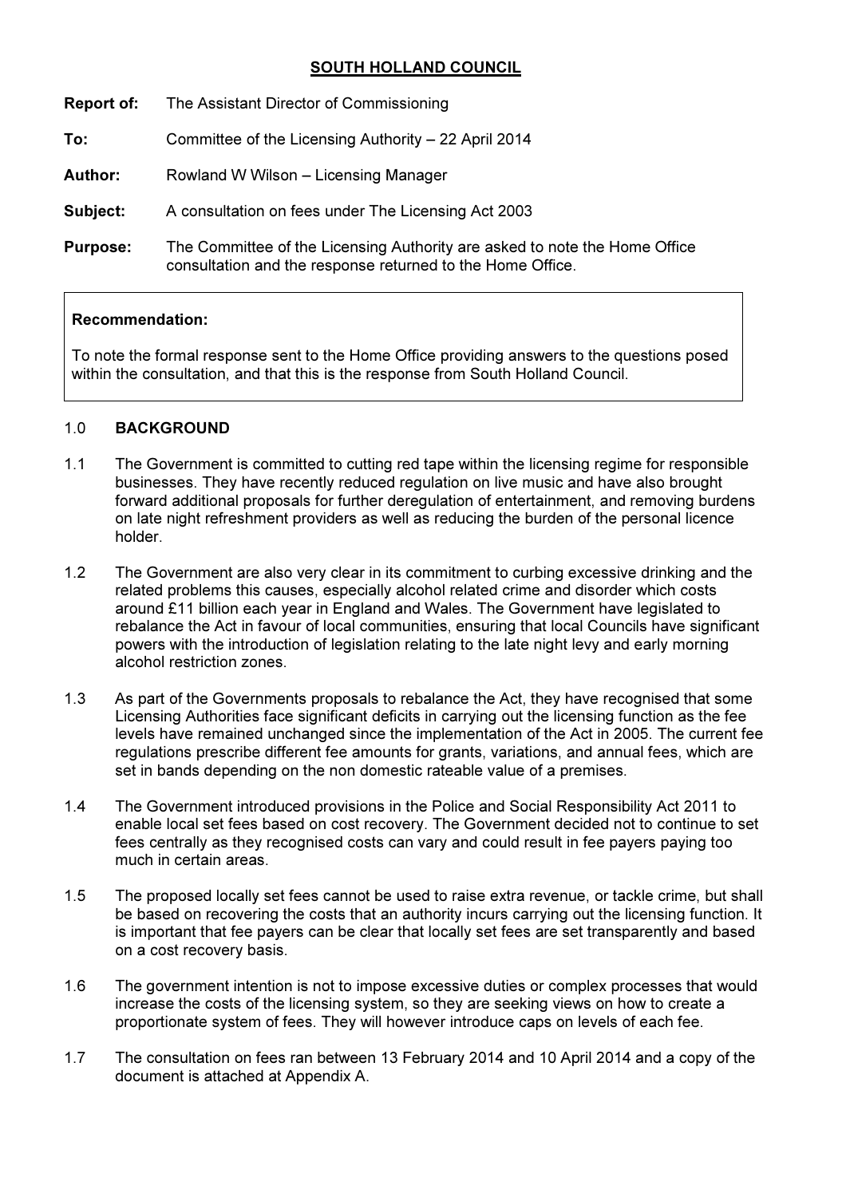# SOUTH HOLLAND COUNCIL

**Report of:** The Assistant Director of Commissioning

**To:** Committee of the Licensing Authority – 22 April 2014

**Author:** Rowland W Wilson – Licensing Manager

**Subject:** A consultation on fees under The Licensing Act 2003

**Purpose:** The Committee of the Licensing Authority are asked to note the Home Office consultation and the response returned to the Home Office.

> **Recommendation:**
>
> To note the formal response sent to the Home Office providing answers to the questions posed within the consultation, and that this is the response from South Holland Council.

## 1.0 BACKGROUND

1.1 The Government is committed to cutting red tape within the licensing regime for responsible businesses. They have recently reduced regulation on live music and have also brought forward additional proposals for further deregulation of entertainment, and removing burdens on late night refreshment providers as well as reducing the burden of the personal licence holder.

1.2 The Government are also very clear in its commitment to curbing excessive drinking and the related problems this causes, especially alcohol related crime and disorder which costs around £11 billion each year in England and Wales. The Government have legislated to rebalance the Act in favour of local communities, ensuring that local Councils have significant powers with the introduction of legislation relating to the late night levy and early morning alcohol restriction zones.

1.3 As part of the Governments proposals to rebalance the Act, they have recognised that some Licensing Authorities face significant deficits in carrying out the licensing function as the fee levels have remained unchanged since the implementation of the Act in 2005. The current fee regulations prescribe different fee amounts for grants, variations, and annual fees, which are set in bands depending on the non domestic rateable value of a premises.

1.4 The Government introduced provisions in the Police and Social Responsibility Act 2011 to enable local set fees based on cost recovery. The Government decided not to continue to set fees centrally as they recognised costs can vary and could result in fee payers paying too much in certain areas.

1.5 The proposed locally set fees cannot be used to raise extra revenue, or tackle crime, but shall be based on recovering the costs that an authority incurs carrying out the licensing function. It is important that fee payers can be clear that locally set fees are set transparently and based on a cost recovery basis.

1.6 The government intention is not to impose excessive duties or complex processes that would increase the costs of the licensing system, so they are seeking views on how to create a proportionate system of fees. They will however introduce caps on levels of each fee.

1.7 The consultation on fees ran between 13 February 2014 and 10 April 2014 and a copy of the document is attached at Appendix A.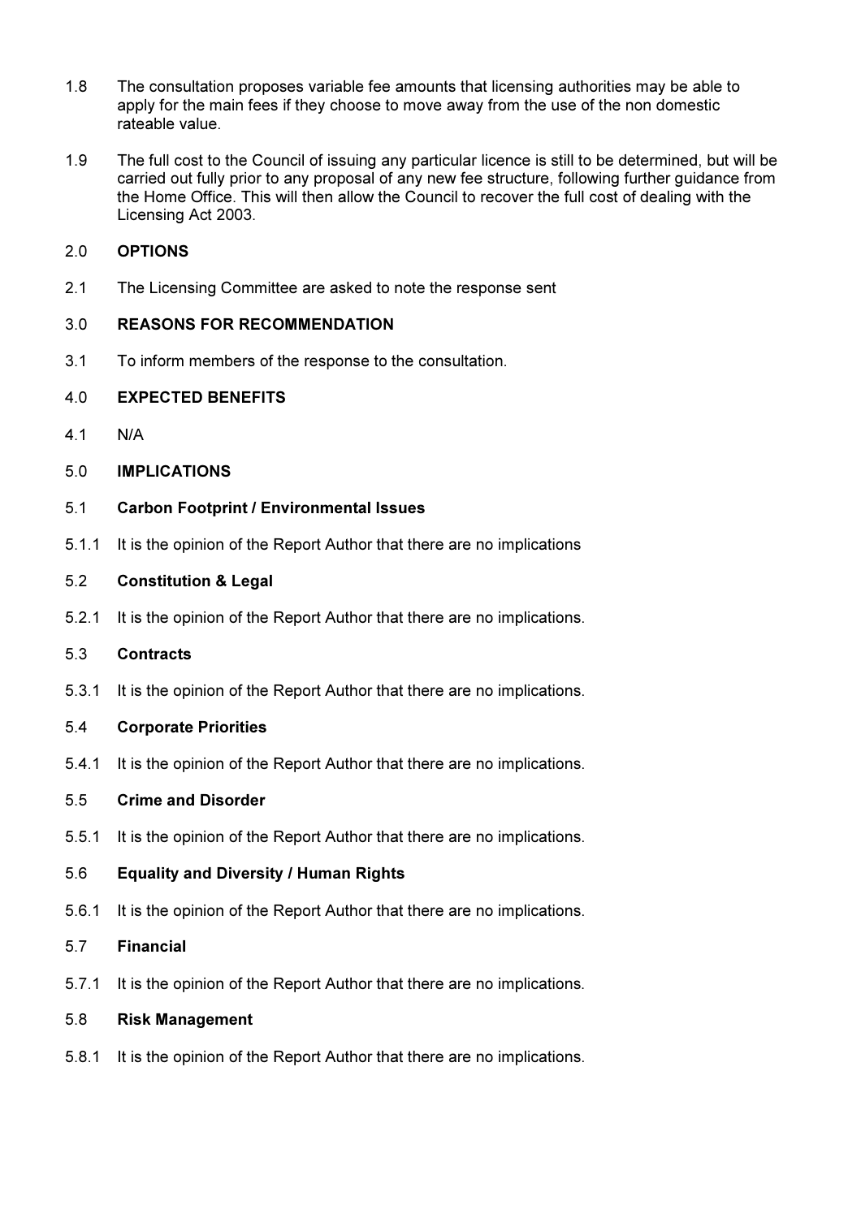1.8 The consultation proposes variable fee amounts that licensing authorities may be able to apply for the main fees if they choose to move away from the use of the non domestic rateable value.

1.9 The full cost to the Council of issuing any particular licence is still to be determined, but will be carried out fully prior to any proposal of any new fee structure, following further guidance from the Home Office. This will then allow the Council to recover the full cost of dealing with the Licensing Act 2003.

## 2.0 OPTIONS

2.1 The Licensing Committee are asked to note the response sent

## 3.0 REASONS FOR RECOMMENDATION

3.1 To inform members of the response to the consultation.

## 4.0 EXPECTED BENEFITS

4.1 N/A

## 5.0 IMPLICATIONS

### 5.1 Carbon Footprint / Environmental Issues

5.1.1 It is the opinion of the Report Author that there are no implications

### 5.2 Constitution & Legal

5.2.1 It is the opinion of the Report Author that there are no implications.

### 5.3 Contracts

5.3.1 It is the opinion of the Report Author that there are no implications.

### 5.4 Corporate Priorities

5.4.1 It is the opinion of the Report Author that there are no implications.

### 5.5 Crime and Disorder

5.5.1 It is the opinion of the Report Author that there are no implications.

### 5.6 Equality and Diversity / Human Rights

5.6.1 It is the opinion of the Report Author that there are no implications.

### 5.7 Financial

5.7.1 It is the opinion of the Report Author that there are no implications.

### 5.8 Risk Management

5.8.1 It is the opinion of the Report Author that there are no implications.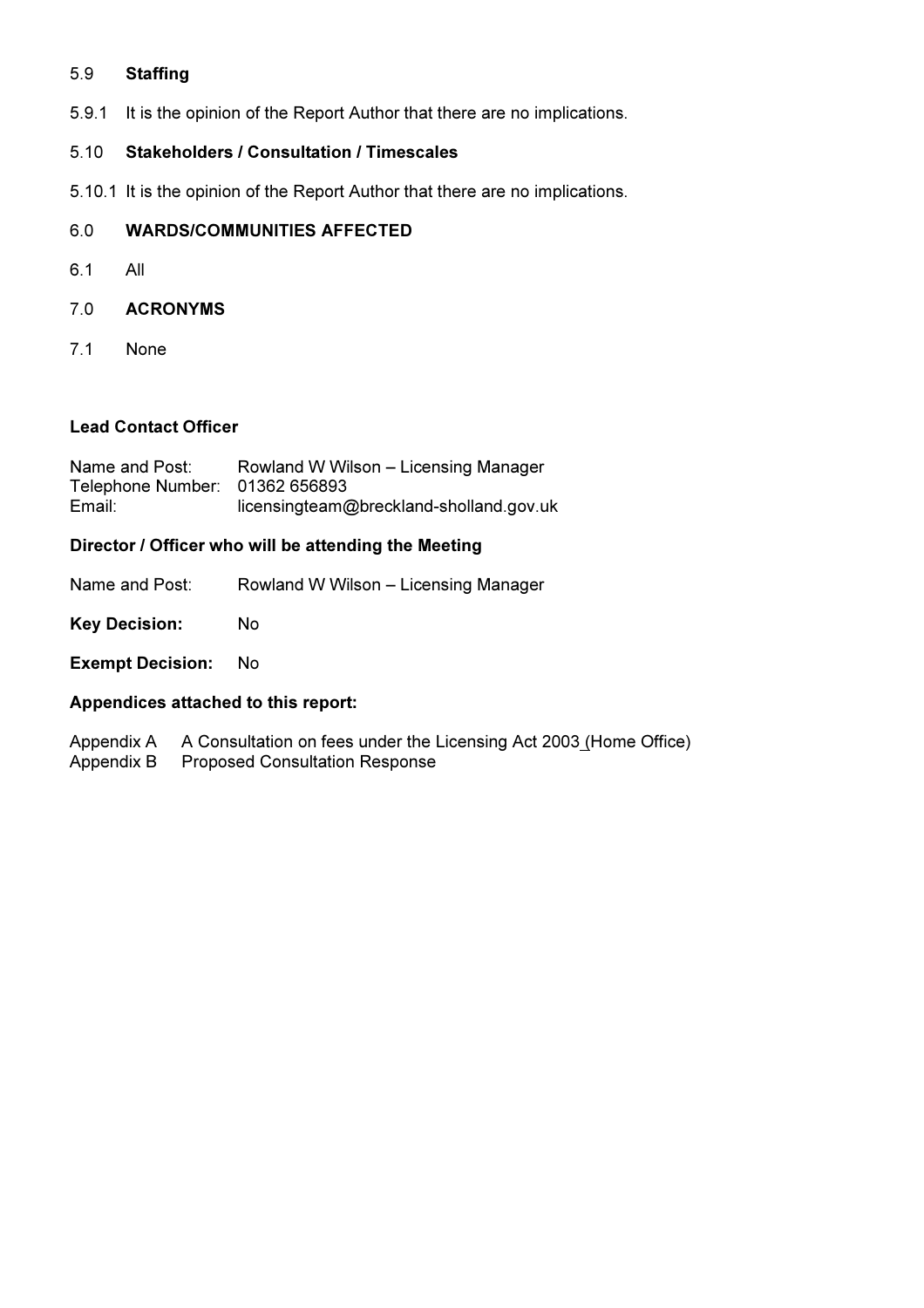5.9 **Staffing**

5.9.1 It is the opinion of the Report Author that there are no implications.

5.10 **Stakeholders / Consultation / Timescales**

5.10.1 It is the opinion of the Report Author that there are no implications.

6.0 **WARDS/COMMUNITIES AFFECTED**

6.1 All

7.0 **ACRONYMS**

7.1 None

**Lead Contact Officer**

Name and Post: Rowland W Wilson – Licensing Manager
Telephone Number: 01362 656893
Email: licensingteam@breckland-sholland.gov.uk

**Director / Officer who will be attending the Meeting**

Name and Post: Rowland W Wilson – Licensing Manager

**Key Decision:** No

**Exempt Decision:** No

**Appendices attached to this report:**

Appendix A A Consultation on fees under the Licensing Act 2003 (Home Office)
Appendix B Proposed Consultation Response